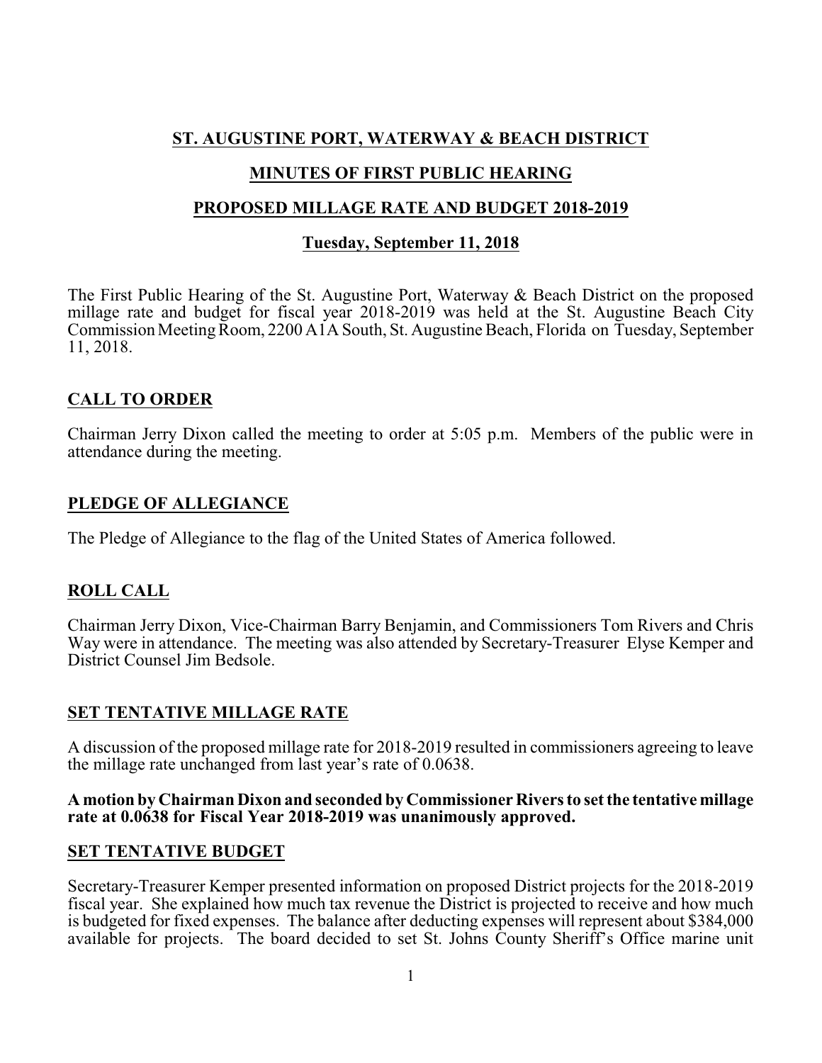# ST. AUGUSTINE PORT, WATERWAY & BEACH DISTRICT

## MINUTES OF FIRST PUBLIC HEARING

## PROPOSED MILLAGE RATE AND BUDGET 2018-2019

### Tuesday, September 11, 2018

The First Public Hearing of the St. Augustine Port, Waterway & Beach District on the proposed millage rate and budget for fiscal year 2018-2019 was held at the St. Augustine Beach City Commission Meeting Room, 2200 A1A South, St. Augustine Beach, Florida on Tuesday, September 11, 2018.

## CALL TO ORDER

Chairman Jerry Dixon called the meeting to order at 5:05 p.m. Members of the public were in attendance during the meeting.

## PLEDGE OF ALLEGIANCE

The Pledge of Allegiance to the flag of the United States of America followed.

## ROLL CALL

Chairman Jerry Dixon, Vice-Chairman Barry Benjamin, and Commissioners Tom Rivers and Chris Way were in attendance. The meeting was also attended by Secretary-Treasurer Elyse Kemper and District Counsel Jim Bedsole.

## SET TENTATIVE MILLAGE RATE

A discussion of the proposed millage rate for 2018-2019 resulted in commissioners agreeing to leave the millage rate unchanged from last year's rate of 0.0638.

**A motion by Chairman Dixon and seconded by Commissioner Rivers to set the tentative millage rate at 0.0638 for Fiscal Year 2018-2019 was unanimously approved.**

## SET TENTATIVE BUDGET

Secretary-Treasurer Kemper presented information on proposed District projects for the 2018-2019 fiscal year. She explained how much tax revenue the District is projected to receive and how much is budgeted for fixed expenses. The balance after deducting expenses will represent about $384,000 available for projects. The board decided to set St. Johns County Sheriff's Office marine unit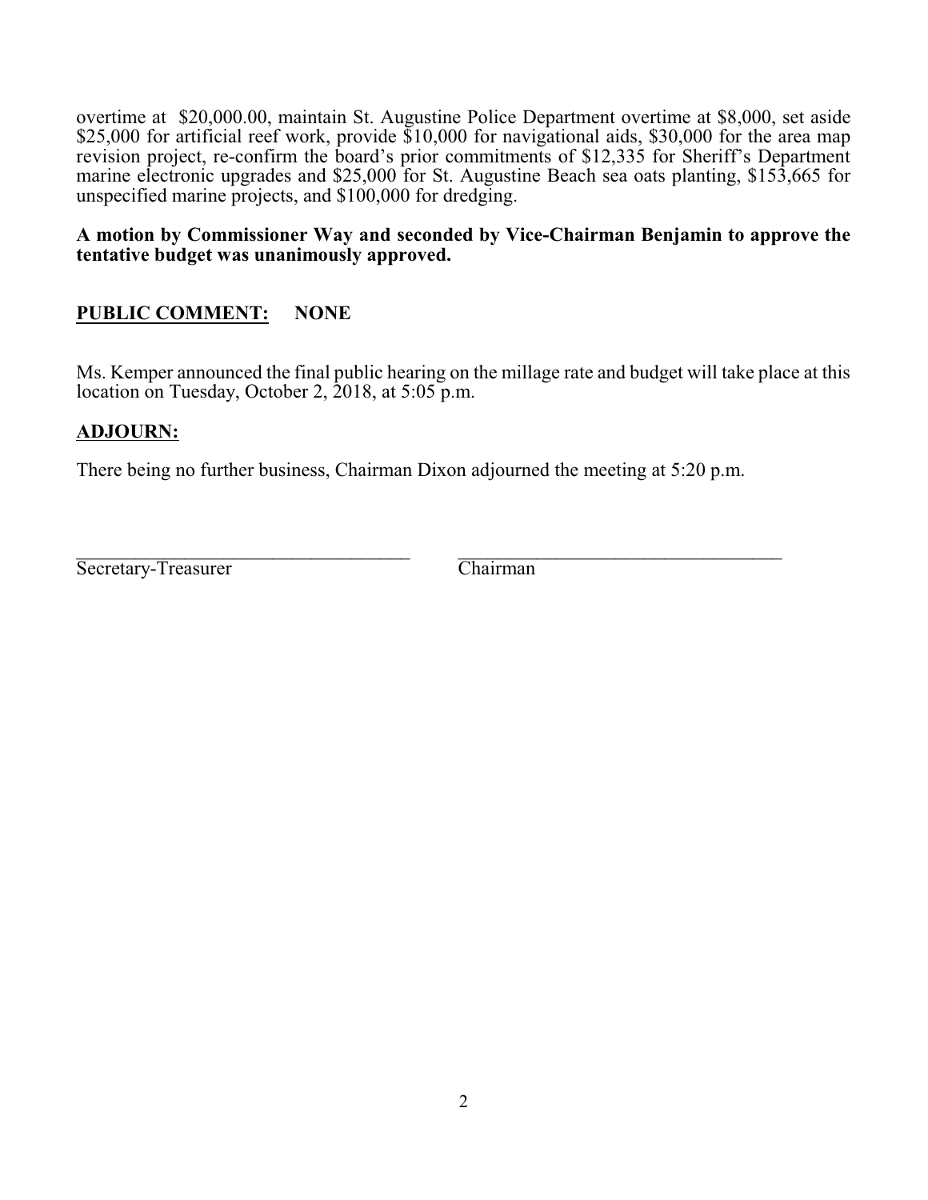overtime at $20,000.00, maintain St. Augustine Police Department overtime at $8,000, set aside $25,000 for artificial reef work, provide $10,000 for navigational aids, $30,000 for the area map revision project, re-confirm the board's prior commitments of $12,335 for Sheriff's Department marine electronic upgrades and $25,000 for St. Augustine Beach sea oats planting, $153,665 for unspecified marine projects, and $100,000 for dredging.

**A motion by Commissioner Way and seconded by Vice-Chairman Benjamin to approve the tentative budget was unanimously approved.**

**PUBLIC COMMENT: NONE**

Ms. Kemper announced the final public hearing on the millage rate and budget will take place at this location on Tuesday, October 2, 2018, at 5:05 p.m.

**ADJOURN:**

There being no further business, Chairman Dixon adjourned the meeting at 5:20 p.m.

\_\_\_\_\_\_\_\_\_\_\_\_\_\_\_\_\_\_\_\_\_\_\_\_\_\_\_\_\_\_\_\_\_\_\_\_ \_\_\_\_\_\_\_\_\_\_\_\_\_\_\_\_\_\_\_\_\_\_\_\_\_\_\_\_\_\_\_\_\_\_\_\_
Secretary-Treasurer Chairman